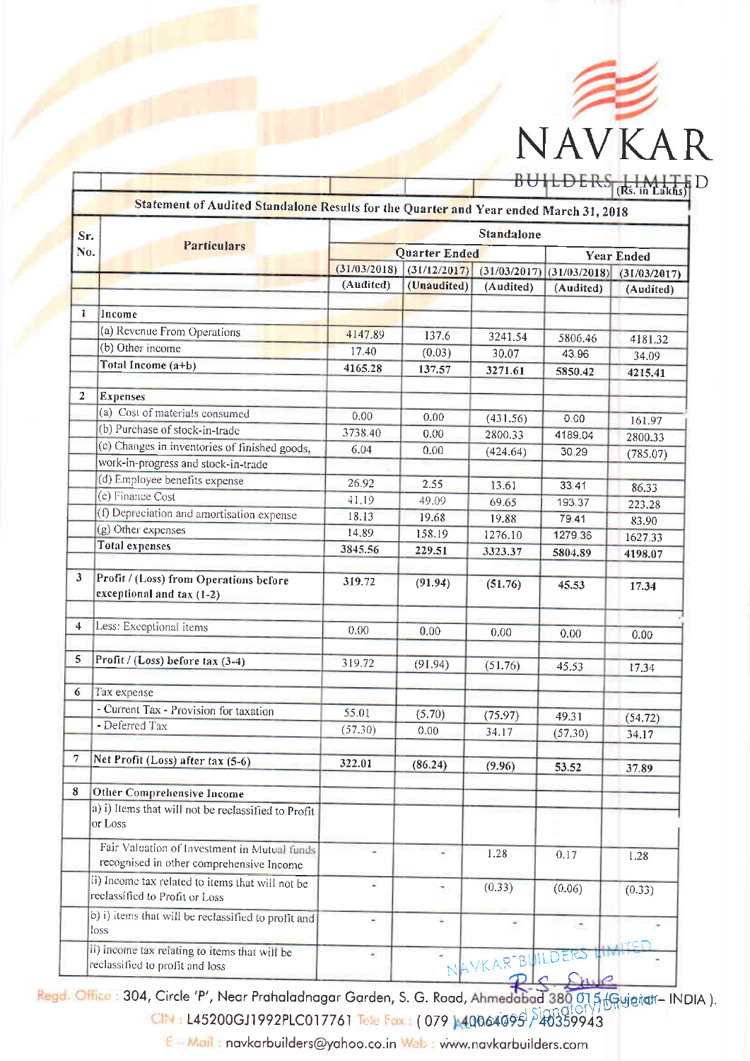# NAVKAR BUILDERS LIMITED

(Rs. in Lakhs)

## Statement of Audited Standalone Results for the Quarter and Year ended March 31, 2018

| Sr. No. | Particulars | Standalone | | | | |
|---|---|---|---|---|---|---|
| | | Quarter Ended | | | Year Ended | |
| | | (31/03/2018) | (31/12/2017) | (31/03/2017) | (31/03/2018) | (31/03/2017) |
| | | (Audited) | (Unaudited) | (Audited) | (Audited) | (Audited) |
| 1 | Income | | | | | |
| | (a) Revenue From Operations | 4147.89 | 137.6 | 3241.54 | 5806.46 | 4181.32 |
| | (b) Other income | 17.40 | (0.03) | 30.07 | 43.96 | 34.09 |
| | **Total Income (a+b)** | **4165.28** | **137.57** | **3271.61** | **5850.42** | **4215.41** |
| 2 | Expenses | | | | | |
| | (a) Cost of materials consumed | 0.00 | 0.00 | (431.56) | 0.00 | 161.97 |
| | (b) Purchase of stock-in-trade | 3738.40 | 0.00 | 2800.33 | 4189.04 | 2800.33 |
| | (c) Changes in inventories of finished goods, work-in-progress and stock-in-trade | 6.04 | 0.00 | (424.64) | 30.29 | (785.07) |
| | (d) Employee benefits expense | 26.92 | 2.55 | 13.61 | 33.41 | 86.33 |
| | (e) Finance Cost | 41.19 | 49.09 | 69.65 | 193.37 | 223.28 |
| | (f) Depreciation and amortisation expense | 18.13 | 19.68 | 19.88 | 79.41 | 83.90 |
| | (g) Other expenses | 14.89 | 158.19 | 1276.10 | 1279.36 | 1627.33 |
| | **Total expenses** | **3845.56** | **229.51** | **3323.37** | **5804.89** | **4198.07** |
| 3 | **Profit / (Loss) from Operations before exceptional and tax (1-2)** | 319.72 | (91.94) | (51.76) | 45.53 | 17.34 |
| 4 | Less: Exceptional items | 0.00 | 0.00 | 0.00 | 0.00 | 0.00 |
| 5 | **Profit / (Loss) before tax (3-4)** | 319.72 | (91.94) | (51.76) | 45.53 | 17.34 |
| 6 | Tax expense | | | | | |
| | - Current Tax - Provision for taxation | 55.01 | (5.70) | (75.97) | 49.31 | (54.72) |
| | - Deferred Tax | (57.30) | 0.00 | 34.17 | (57.30) | 34.17 |
| 7 | **Net Profit (Loss) after tax (5-6)** | **322.01** | **(86.24)** | **(9.96)** | **53.52** | **37.89** |
| 8 | **Other Comprehensive Income** | | | | | |
| | a) i) Items that will not be reclassified to Profit or Loss | | | | | |
| | Fair Valuation of Investment in Mutual funds recognised in other comprehensive Income | - | - | 1.28 | 0.17 | 1.28 |
| | ii) Income tax related to items that will not be reclassified to Profit or Loss | - | - | (0.33) | (0.06) | (0.33) |
| | b) i) items that will be reclassified to profit and loss | - | - | - | - | - |
| | ii) income tax relating to items that will be reclassified to profit and loss | - | - | | | - |

NAVKAR BUILDERS LIMITED
Authorised Signatory/Director

Regd. Office : 304, Circle 'P', Near Prahaladnagar Garden, S. G. Road, Ahmedabad 380 015 (Gujarat – INDIA ).
CIN : L45200GJ1992PLC017761 Tele Fax : ( 079 ) 40064095 / 40359943
E – Mail : navkarbuilders@yahoo.co.in Web : www.navkarbuilders.com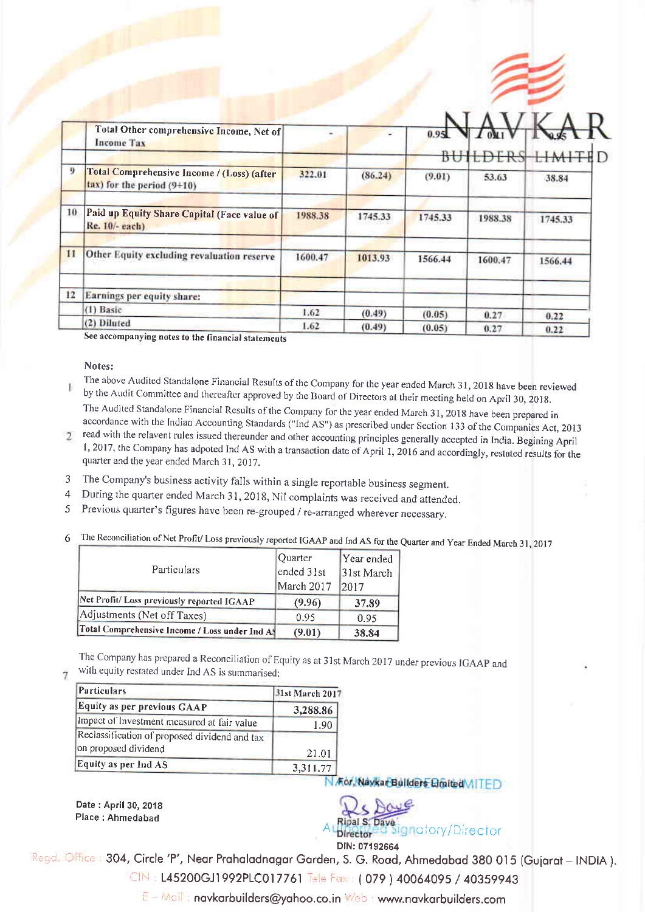| | | | | | | |
|---|---|---|---|---|---|---|
| | Total Other comprehensive Income, Net of Income Tax | - | - | 0.95 | 0.11 | 0.95 |
| 9 | Total Comprehensive Income / (Loss) (after tax) for the period (9+10) | 322.01 | (86.24) | (9.01) | 53.63 | 38.84 |
| 10 | Paid up Equity Share Capital (Face value of Re. 10/- each) | 1988.38 | 1745.33 | 1745.33 | 1988.38 | 1745.33 |
| 11 | Other Equity excluding revaluation reserve | 1600.47 | 1013.93 | 1566.44 | 1600.47 | 1566.44 |
| 12 | Earnings per equity share: | | | | | |
| | (1) Basic | 1.62 | (0.49) | (0.05) | 0.27 | 0.22 |
| | (2) Diluted | 1.62 | (0.49) | (0.05) | 0.27 | 0.22 |

See accompanying notes to the financial statements

Notes:

1. The above Audited Standalone Financial Results of the Company for the year ended March 31, 2018 have been reviewed by the Audit Committee and thereafter approved by the Board of Directors at their meeting held on April 30, 2018.
2. The Audited Standalone Financial Results of the Company for the year ended March 31, 2018 have been prepared in accordance with the Indian Accounting Standards ("Ind AS") as prescribed under Section 133 of the Companies Act, 2013 read with the relavent rules issued thereunder and other accounting principles generally accepted in India. Begining April 1, 2017, the Company has adpoted Ind AS with a transaction date of April 1, 2016 and accordingly, restated results for the quarter and the year ended March 31, 2017.
3. The Company's business activity falls within a single reportable business segment.
4. During the quarter ended March 31, 2018, Nil complaints was received and attended.
5. Previous quarter's figures have been re-grouped / re-arranged wherever necessary.
6. The Reconciliation of Net Profit/ Loss previously reported IGAAP and Ind AS for the Quarter and Year Ended March 31, 2017

| Particulars | Quarter ended 31st March 2017 | Year ended 31st March 2017 |
|---|---|---|
| Net Profit/ Loss previously reported IGAAP | (9.96) | 37.89 |
| Adjustments (Net off Taxes) | 0.95 | 0.95 |
| Total Comprehensive Income / Loss under Ind AS | (9.01) | 38.84 |

7. The Company has prepared a Reconciliation of Equity as at 31st March 2017 under previous IGAAP and with equity restated under Ind AS is summarised:

| Particulars | 31st March 2017 |
|---|---|
| Equity as per previous GAAP | 3,288.86 |
| Impact of Investment measured at fair value | 1.90 |
| Reclassification of proposed dividend and tax on proposed dividend | 21.01 |
| Equity as per Ind AS | 3,311.77 |

For, Navkar Builders Limited

Date : April 30, 2018
Place : Ahmedabad

Ripal S. Dave
Director
DIN: 07192664

Authorized Signatory/Director

Regd. Office : 304, Circle 'P', Near Prahaladnagar Garden, S. G. Road, Ahmedabad 380 015 (Gujarat – INDIA ).
CIN : L45200GJ1992PLC017761 Tele Fax : ( 079 ) 40064095 / 40359943
E – Mail : navkarbuilders@yahoo.co.in Web : www.navkarbuilders.com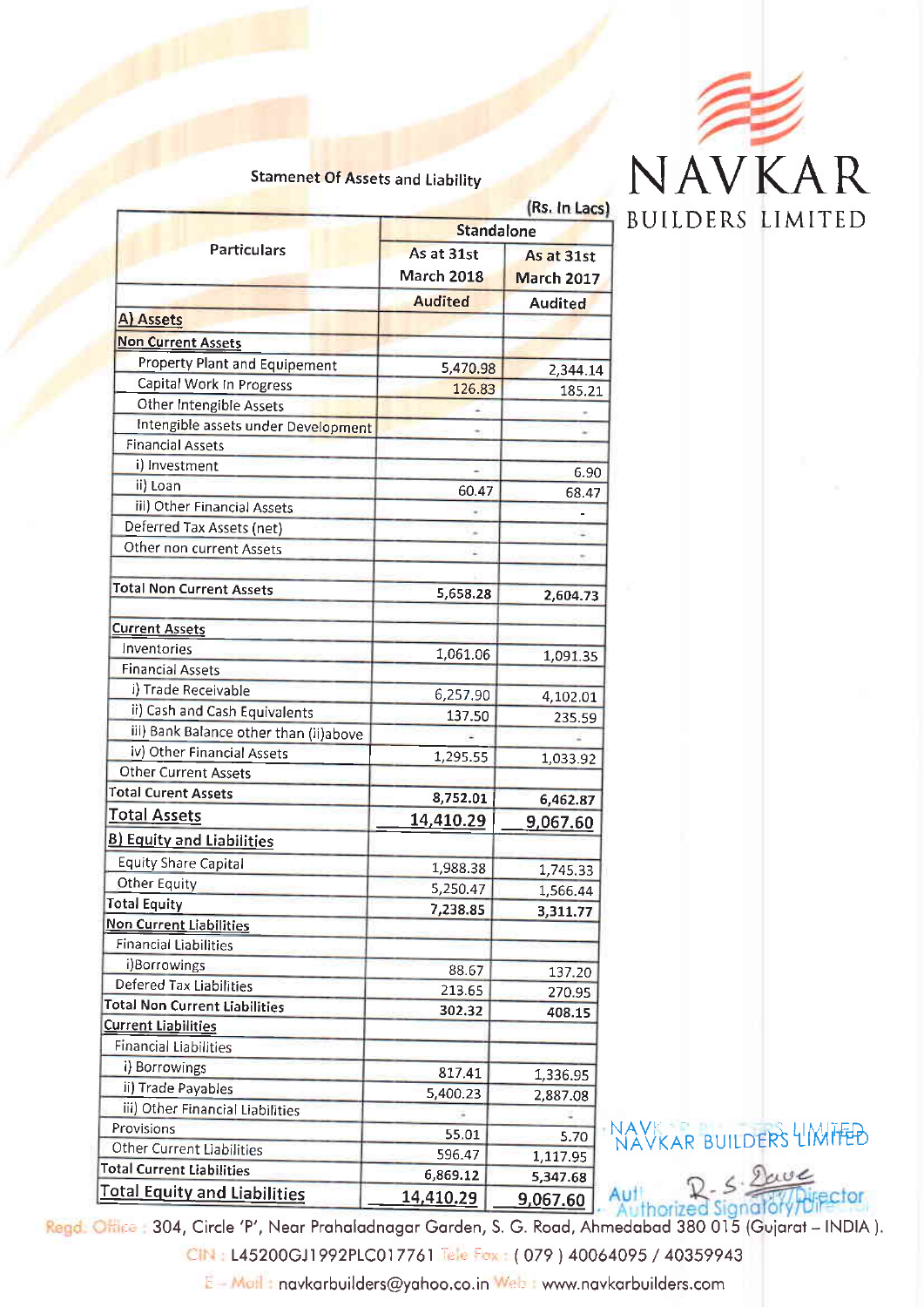# NAVKAR BUILDERS LIMITED

## Stamenet Of Assets and Liability

(Rs. In Lacs)

| Particulars | Standalone | |
|---|---|---|
| | As at 31st March 2018 | As at 31st March 2017 |
| | Audited | Audited |
| **A) Assets** | | |
| **Non Current Assets** | | |
| Property Plant and Equipement | 5,470.98 | 2,344.14 |
| Capital Work In Progress | 126.83 | 185.21 |
| Other Intengible Assets | - | - |
| Intengible assets under Development | - | - |
| Financial Assets | | |
| i) Investment | - | 6.90 |
| ii) Loan | 60.47 | 68.47 |
| iii) Other Financial Assets | - | - |
| Deferred Tax Assets (net) | - | - |
| Other non current Assets | - | - |
| **Total Non Current Assets** | **5,658.28** | **2,604.73** |
| **Current Assets** | | |
| Inventories | 1,061.06 | 1,091.35 |
| Financial Assets | | |
| i) Trade Receivable | 6,257.90 | 4,102.01 |
| ii) Cash and Cash Equivalents | 137.50 | 235.59 |
| iii) Bank Balance other than (ii)above | - | - |
| iv) Other Financial Assets | 1,295.55 | 1,033.92 |
| Other Current Assets | | |
| **Total Curent Assets** | **8,752.01** | **6,462.87** |
| **Total Assets** | **14,410.29** | **9,067.60** |
| **B) Equity and Liabilities** | | |
| Equity Share Capital | 1,988.38 | 1,745.33 |
| Other Equity | 5,250.47 | 1,566.44 |
| **Total Equity** | **7,238.85** | **3,311.77** |
| **Non Current Liabilities** | | |
| Financial Liabilities | | |
| i)Borrowings | 88.67 | 137.20 |
| Defered Tax Liabilities | 213.65 | 270.95 |
| **Total Non Current Liabilities** | **302.32** | **408.15** |
| **Current Liabilities** | | |
| Financial Liabilities | | |
| i) Borrowings | 817.41 | 1,336.95 |
| ii) Trade Payables | 5,400.23 | 2,887.08 |
| iii) Other Financial Liabilities | - | - |
| Provisions | 55.01 | 5.70 |
| Other Current Liabilities | 596.47 | 1,117.95 |
| **Total Current Liabilities** | **6,869.12** | **5,347.68** |
| **Total Equity and Liabilities** | **14,410.29** | **9,067.60** |

NAVKAR BUILDERS LIMITED

R. S. Dave

Authorized Signatory/Director

Regd. Office : 304, Circle 'P', Near Prahaladnagar Garden, S. G. Road, Ahmedabad 380 015 (Gujarat – INDIA ).

CIN : L45200GJ1992PLC017761 Tele Fax : ( 079 ) 40064095 / 40359943

E - Mail : navkarbuilders@yahoo.co.in Web : www.navkarbuilders.com